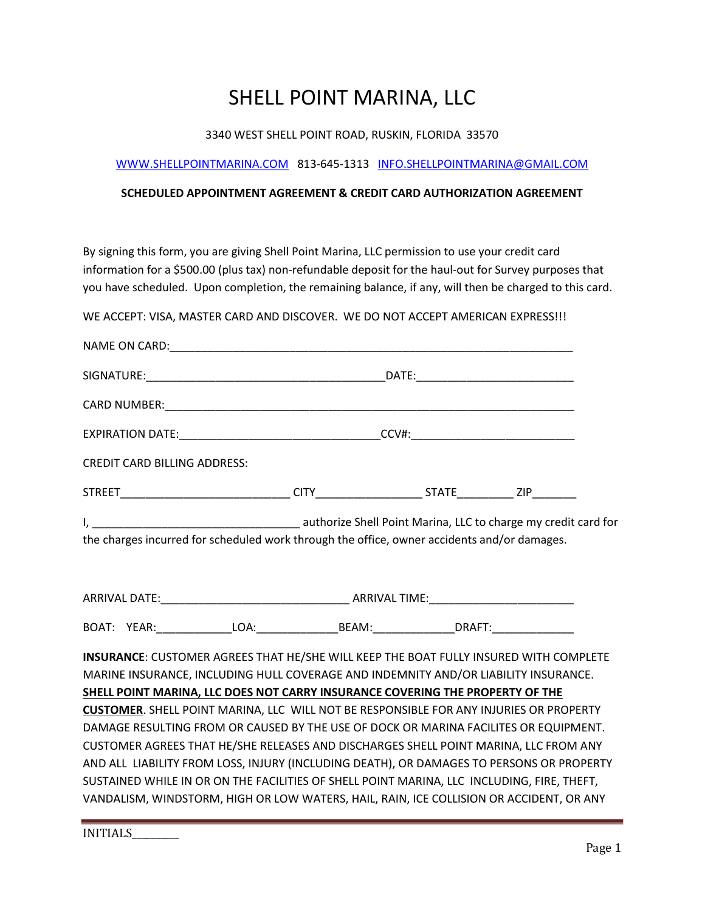# SHELL POINT MARINA, LLC

3340 WEST SHELL POINT ROAD, RUSKIN, FLORIDA 33570

WWW.SHELLPOINTMARINA.COM 813-645-1313 INFO.SHELLPOINTMARINA@GMAIL.COM

**SCHEDULED APPOINTMENT AGREEMENT & CREDIT CARD AUTHORIZATION AGREEMENT**

By signing this form, you are giving Shell Point Marina, LLC permission to use your credit card information for a $500.00 (plus tax) non-refundable deposit for the haul-out for Survey purposes that you have scheduled. Upon completion, the remaining balance, if any, will then be charged to this card.

WE ACCEPT: VISA, MASTER CARD AND DISCOVER. WE DO NOT ACCEPT AMERICAN EXPRESS!!!

NAME ON CARD:_________________________________________________________________

SIGNATURE:____________________________________DATE:________________________

CARD NUMBER:_________________________________________________________________

EXPIRATION DATE:______________________________CCV#:________________________

CREDIT CARD BILLING ADDRESS:

STREET__________________________ CITY________________ STATE_________ ZIP_______

I, ________________________________ authorize Shell Point Marina, LLC to charge my credit card for the charges incurred for scheduled work through the office, owner accidents and/or damages.

ARRIVAL DATE:____________________________ ARRIVAL TIME:______________________

BOAT: YEAR:___________LOA:____________BEAM:____________DRAFT:____________

**INSURANCE**: CUSTOMER AGREES THAT HE/SHE WILL KEEP THE BOAT FULLY INSURED WITH COMPLETE MARINE INSURANCE, INCLUDING HULL COVERAGE AND INDEMNITY AND/OR LIABILITY INSURANCE. **SHELL POINT MARINA, LLC DOES NOT CARRY INSURANCE COVERING THE PROPERTY OF THE CUSTOMER**. SHELL POINT MARINA, LLC WILL NOT BE RESPONSIBLE FOR ANY INJURIES OR PROPERTY DAMAGE RESULTING FROM OR CAUSED BY THE USE OF DOCK OR MARINA FACILITES OR EQUIPMENT. CUSTOMER AGREES THAT HE/SHE RELEASES AND DISCHARGES SHELL POINT MARINA, LLC FROM ANY AND ALL LIABILITY FROM LOSS, INJURY (INCLUDING DEATH), OR DAMAGES TO PERSONS OR PROPERTY SUSTAINED WHILE IN OR ON THE FACILITIES OF SHELL POINT MARINA, LLC INCLUDING, FIRE, THEFT, VANDALISM, WINDSTORM, HIGH OR LOW WATERS, HAIL, RAIN, ICE COLLISION OR ACCIDENT, OR ANY

INITIALS________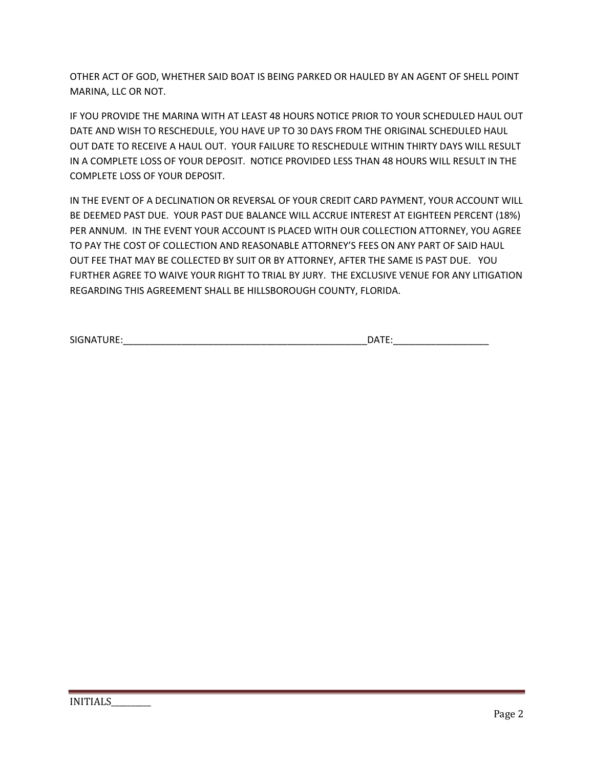OTHER ACT OF GOD, WHETHER SAID BOAT IS BEING PARKED OR HAULED BY AN AGENT OF SHELL POINT MARINA, LLC OR NOT.

IF YOU PROVIDE THE MARINA WITH AT LEAST 48 HOURS NOTICE PRIOR TO YOUR SCHEDULED HAUL OUT DATE AND WISH TO RESCHEDULE, YOU HAVE UP TO 30 DAYS FROM THE ORIGINAL SCHEDULED HAUL OUT DATE TO RECEIVE A HAUL OUT. YOUR FAILURE TO RESCHEDULE WITHIN THIRTY DAYS WILL RESULT IN A COMPLETE LOSS OF YOUR DEPOSIT. NOTICE PROVIDED LESS THAN 48 HOURS WILL RESULT IN THE COMPLETE LOSS OF YOUR DEPOSIT.

IN THE EVENT OF A DECLINATION OR REVERSAL OF YOUR CREDIT CARD PAYMENT, YOUR ACCOUNT WILL BE DEEMED PAST DUE. YOUR PAST DUE BALANCE WILL ACCRUE INTEREST AT EIGHTEEN PERCENT (18%) PER ANNUM. IN THE EVENT YOUR ACCOUNT IS PLACED WITH OUR COLLECTION ATTORNEY, YOU AGREE TO PAY THE COST OF COLLECTION AND REASONABLE ATTORNEY'S FEES ON ANY PART OF SAID HAUL OUT FEE THAT MAY BE COLLECTED BY SUIT OR BY ATTORNEY, AFTER THE SAME IS PAST DUE. YOU FURTHER AGREE TO WAIVE YOUR RIGHT TO TRIAL BY JURY. THE EXCLUSIVE VENUE FOR ANY LITIGATION REGARDING THIS AGREEMENT SHALL BE HILLSBOROUGH COUNTY, FLORIDA.

SIGNATURE:_______________________________________________DATE:__________________

INITIALS_________